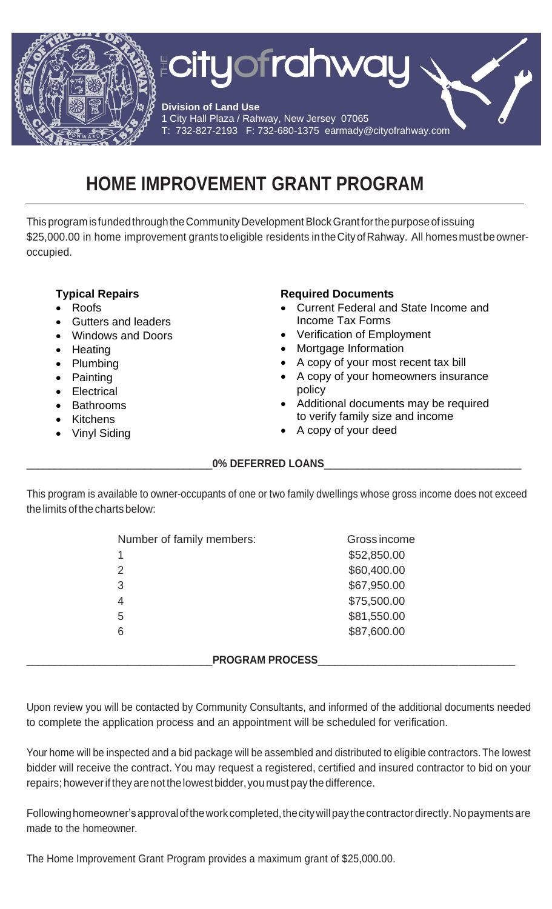**THE city of rahway**

**Division of Land Use**
1 City Hall Plaza / Rahway, New Jersey 07065
T: 732-827-2193 F: 732-680-1375 earmady@cityofrahway.com

# HOME IMPROVEMENT GRANT PROGRAM

This program is funded through the Community Development Block Grant for the purpose of issuing $25,000.00 in home improvement grants to eligible residents in the City of Rahway. All homes must be owner-occupied.

**Typical Repairs**

- Roofs
- Gutters and leaders
- Windows and Doors
- Heating
- Plumbing
- Painting
- Electrical
- Bathrooms
- Kitchens
- Vinyl Siding

**Required Documents**

- Current Federal and State Income and Income Tax Forms
- Verification of Employment
- Mortgage Information
- A copy of your most recent tax bill
- A copy of your homeowners insurance policy
- Additional documents may be required to verify family size and income
- A copy of your deed

## 0% DEFERRED LOANS

This program is available to owner-occupants of one or two family dwellings whose gross income does not exceed the limits of the charts below:

| Number of family members: | Gross income |
|---|---|
| 1 | $52,850.00 |
| 2 | $60,400.00 |
| 3 | $67,950.00 |
| 4 | $75,500.00 |
| 5 | $81,550.00 |
| 6 | $87,600.00 |

## PROGRAM PROCESS

Upon review you will be contacted by Community Consultants, and informed of the additional documents needed to complete the application process and an appointment will be scheduled for verification.

Your home will be inspected and a bid package will be assembled and distributed to eligible contractors. The lowest bidder will receive the contract. You may request a registered, certified and insured contractor to bid on your repairs; however if they are not the lowest bidder, you must pay the difference.

Following homeowner's approval of the work completed, the city will pay the contractor directly. No payments are made to the homeowner.

The Home Improvement Grant Program provides a maximum grant of $25,000.00.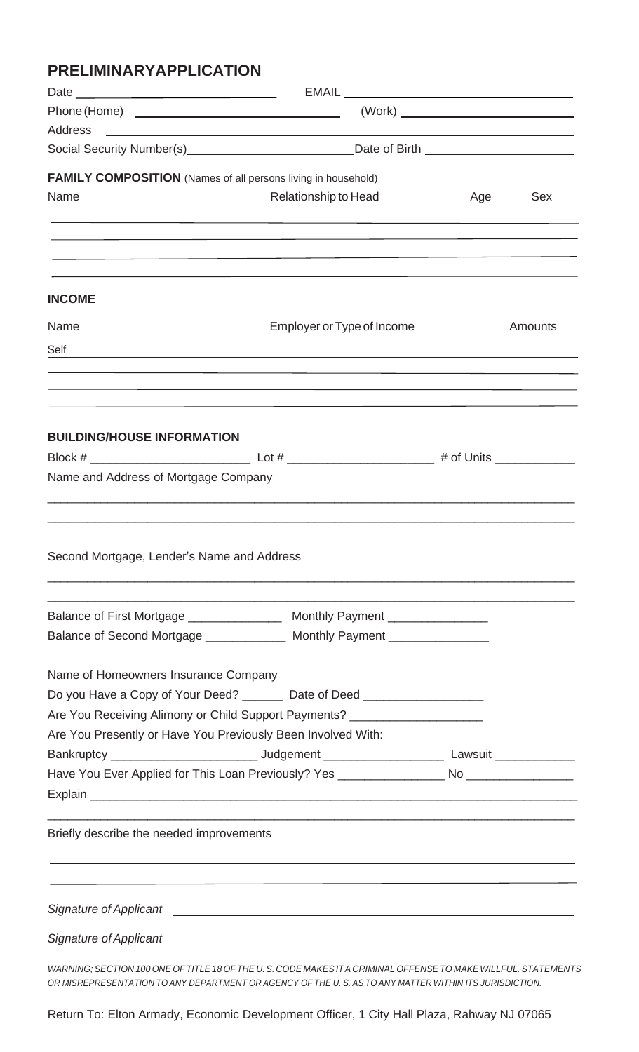## PRELIMINARYAPPLICATION

Date ______________________ EMAIL ______________________

Phone (Home) ______________________ (Work) ______________________

Address ______________________________________________

Social Security Number(s)______________________Date of Birth ______________________

**FAMILY COMPOSITION** (Names of all persons living in household)

| Name | Relationship to Head | Age | Sex |
|---|---|---|---|
| | | | |
| | | | |
| | | | |
| | | | |

**INCOME**

| Name | Employer or Type of Income | Amounts |
|---|---|---|
| Self | | |
| | | |
| | | |
| | | |

**BUILDING/HOUSE INFORMATION**

Block # ______________________ Lot # ______________________ # of Units ____________

Name and Address of Mortgage Company

______________________________________________

______________________________________________

Second Mortgage, Lender's Name and Address

______________________________________________

______________________________________________

Balance of First Mortgage ______________ Monthly Payment ______________

Balance of Second Mortgage ____________ Monthly Payment ______________

Name of Homeowners Insurance Company

Do you Have a Copy of Your Deed? ______ Date of Deed ________________

Are You Receiving Alimony or Child Support Payments? ___________________

Are You Presently or Have You Previously Been Involved With:

Bankruptcy ______________________ Judgement _________________ Lawsuit ____________

Have You Ever Applied for This Loan Previously? Yes _______________ No _______________

Explain ______________________________________________

______________________________________________

Briefly describe the needed improvements ______________________________________________

______________________________________________

______________________________________________

*Signature of Applicant* ______________________________________________

*Signature of Applicant* ______________________________________________

*WARNING; SECTION 100 ONE OF TITLE 18 OF THE U. S. CODE MAKES IT A CRIMINAL OFFENSE TO MAKE WILLFUL. STATEMENTS OR MISREPRESENTATION TO ANY DEPARTMENT OR AGENCY OF THE U. S. AS TO ANY MATTER WITHIN ITS JURISDICTION.*

Return To: Elton Armady, Economic Development Officer, 1 City Hall Plaza, Rahway NJ 07065